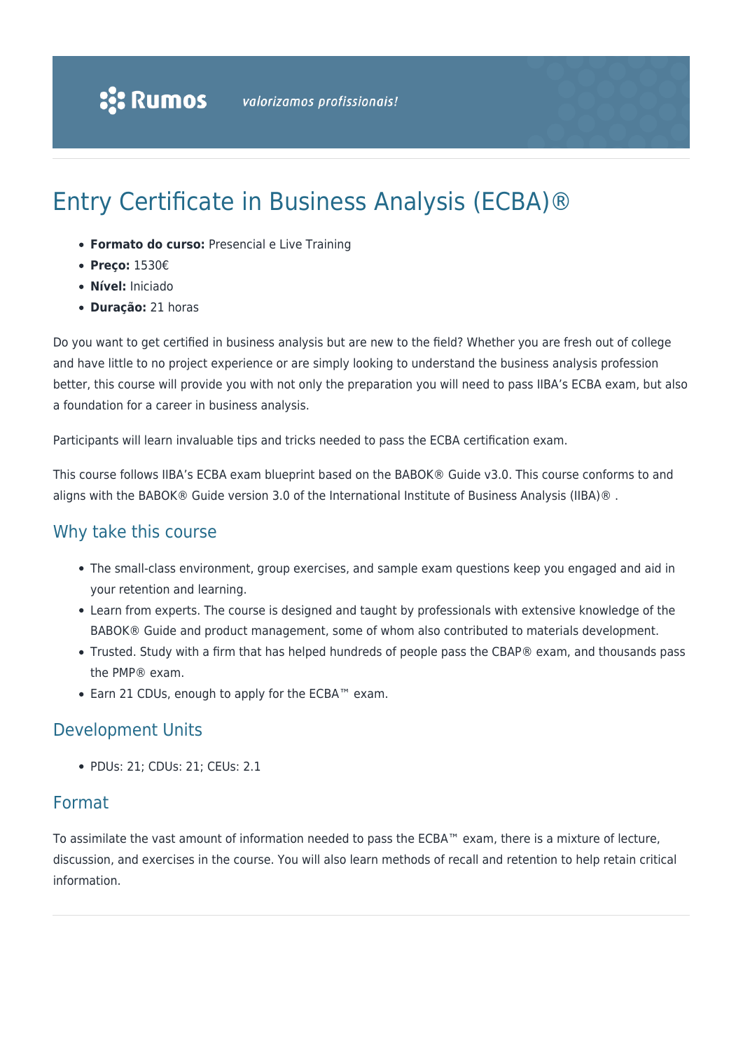# Entry Certificate in Business Analysis (ECBA)®

- **Formato do curso:** Presencial e Live Training
- **Preço:** 1530€
- **Nível:** Iniciado
- **Duração:** 21 horas

Do you want to get certified in business analysis but are new to the field? Whether you are fresh out of college and have little to no project experience or are simply looking to understand the business analysis profession better, this course will provide you with not only the preparation you will need to pass IIBA's ECBA exam, but also a foundation for a career in business analysis.

Participants will learn invaluable tips and tricks needed to pass the ECBA certification exam.

This course follows IIBA's ECBA exam blueprint based on the BABOK® Guide v3.0. This course conforms to and aligns with the BABOK® Guide version 3.0 of the International Institute of Business Analysis (IIBA)® .

## Why take this course

- The small-class environment, group exercises, and sample exam questions keep you engaged and aid in your retention and learning.
- Learn from experts. The course is designed and taught by professionals with extensive knowledge of the BABOK® Guide and product management, some of whom also contributed to materials development.
- Trusted. Study with a firm that has helped hundreds of people pass the CBAP® exam, and thousands pass the PMP® exam.
- Earn 21 CDUs, enough to apply for the ECBA™ exam.

## Development Units

- PDUs: 21; CDUs: 21; CEUs: 2.1

## Format

To assimilate the vast amount of information needed to pass the ECBA™ exam, there is a mixture of lecture, discussion, and exercises in the course. You will also learn methods of recall and retention to help retain critical information.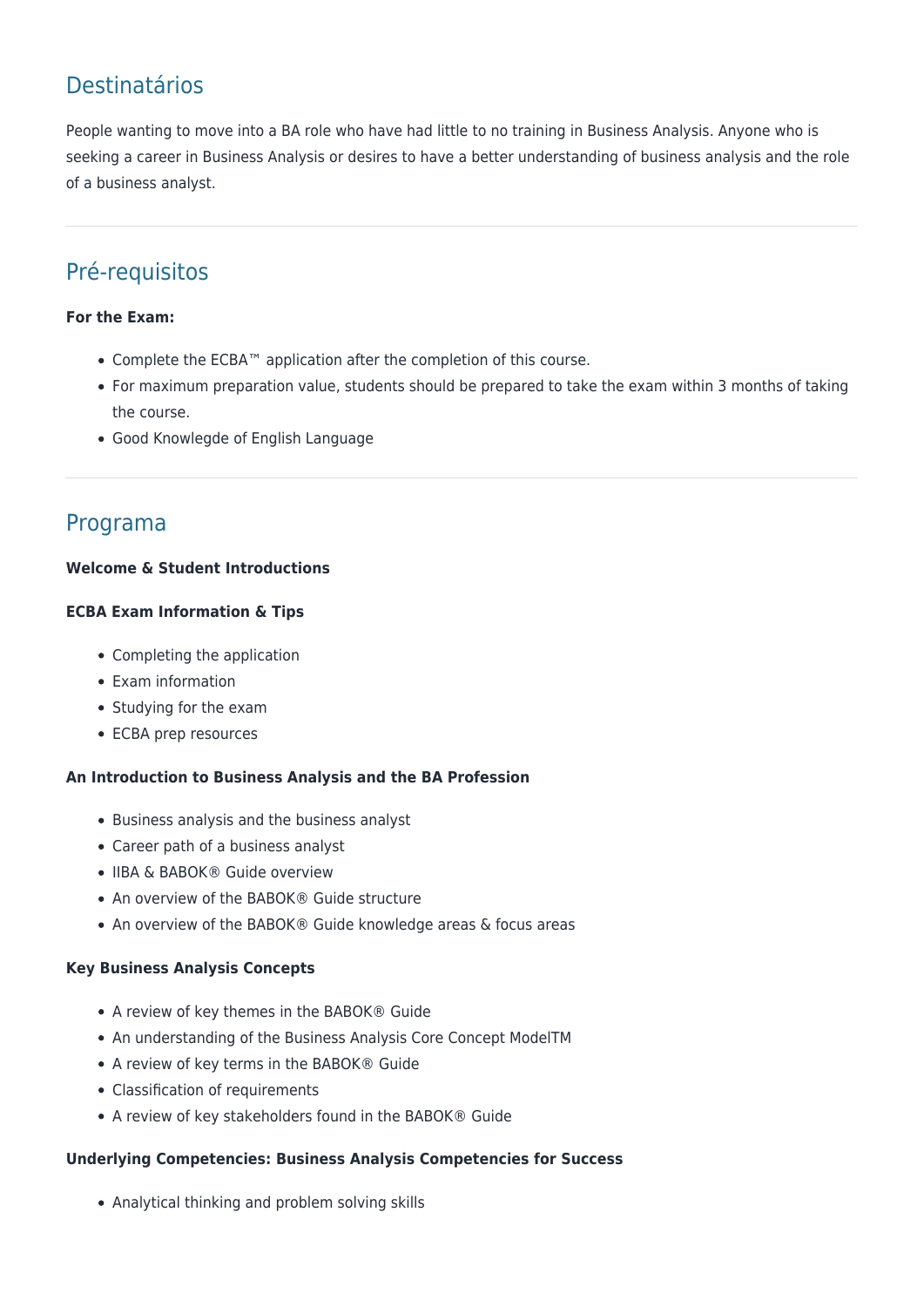## Destinatários

People wanting to move into a BA role who have had little to no training in Business Analysis. Anyone who is seeking a career in Business Analysis or desires to have a better understanding of business analysis and the role of a business analyst.

---

## Pré-requisitos

**For the Exam:**

- Complete the ECBA™ application after the completion of this course.
- For maximum preparation value, students should be prepared to take the exam within 3 months of taking the course.
- Good Knowlegde of English Language

---

## Programa

**Welcome & Student Introductions**

**ECBA Exam Information & Tips**

- Completing the application
- Exam information
- Studying for the exam
- ECBA prep resources

**An Introduction to Business Analysis and the BA Profession**

- Business analysis and the business analyst
- Career path of a business analyst
- IIBA & BABOK® Guide overview
- An overview of the BABOK® Guide structure
- An overview of the BABOK® Guide knowledge areas & focus areas

**Key Business Analysis Concepts**

- A review of key themes in the BABOK® Guide
- An understanding of the Business Analysis Core Concept ModelTM
- A review of key terms in the BABOK® Guide
- Classification of requirements
- A review of key stakeholders found in the BABOK® Guide

**Underlying Competencies: Business Analysis Competencies for Success**

- Analytical thinking and problem solving skills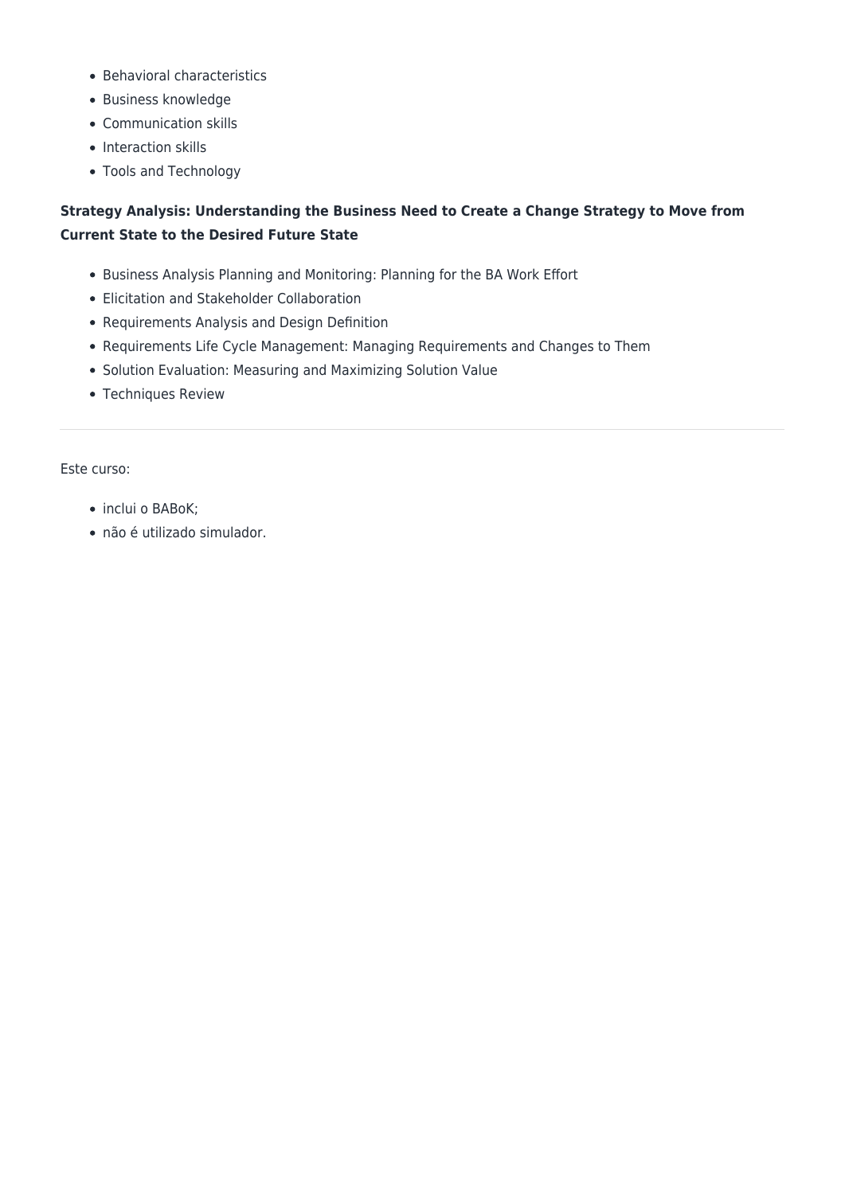- Behavioral characteristics
- Business knowledge
- Communication skills
- Interaction skills
- Tools and Technology

**Strategy Analysis: Understanding the Business Need to Create a Change Strategy to Move from Current State to the Desired Future State**

- Business Analysis Planning and Monitoring: Planning for the BA Work Effort
- Elicitation and Stakeholder Collaboration
- Requirements Analysis and Design Definition
- Requirements Life Cycle Management: Managing Requirements and Changes to Them
- Solution Evaluation: Measuring and Maximizing Solution Value
- Techniques Review

---

Este curso:

- inclui o BABoK;
- não é utilizado simulador.